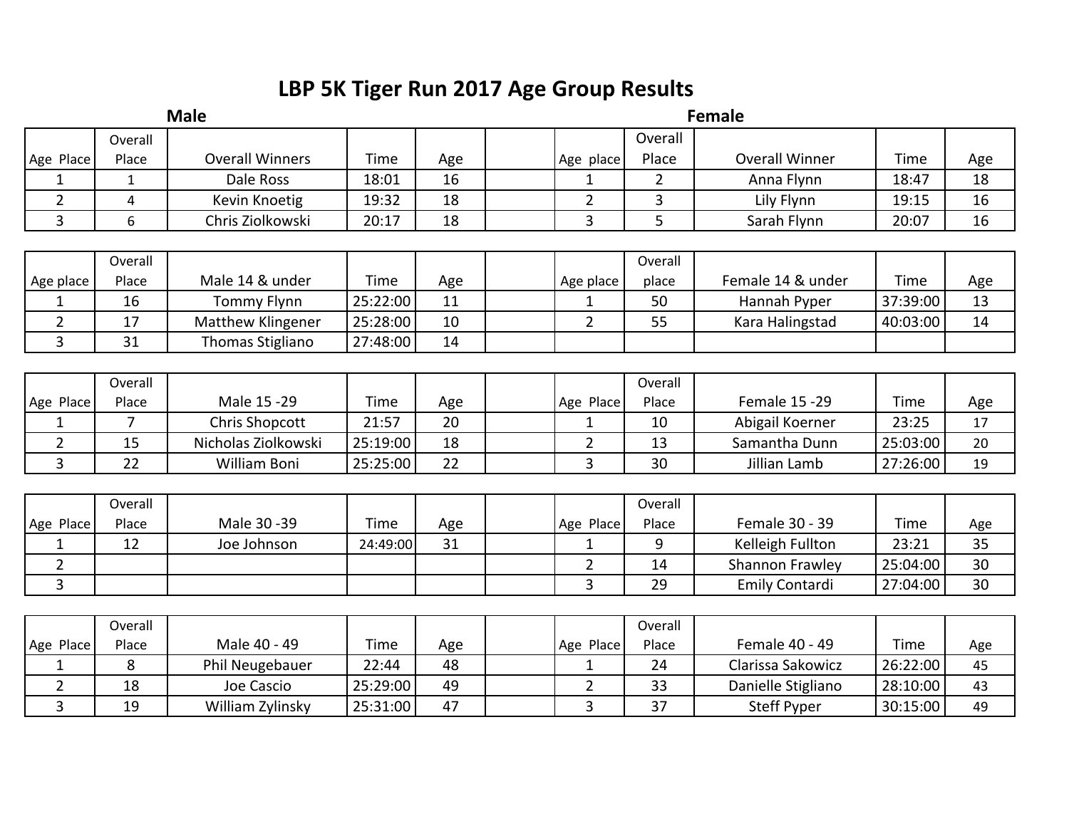# LBP 5K Tiger Run 2017 Age Group Results

| **Male** | | | | | | **Female** | | | | |
|---|---|---|---|---|---|---|---|---|---|---|
| Age Place | Overall Place | Overall Winners | Time | Age | | Age place | Overall Place | Overall Winner | Time | Age |
| 1 | 1 | Dale Ross | 18:01 | 16 | | 1 | 2 | Anna Flynn | 18:47 | 18 |
| 2 | 4 | Kevin Knoetig | 19:32 | 18 | | 2 | 3 | Lily Flynn | 19:15 | 16 |
| 3 | 6 | Chris Ziolkowski | 20:17 | 18 | | 3 | 5 | Sarah Flynn | 20:07 | 16 |

| Age place | Overall Place | Male 14 & under | Time | Age | | Age place | Overall place | Female 14 & under | Time | Age |
|---|---|---|---|---|---|---|---|---|---|---|
| 1 | 16 | Tommy Flynn | 25:22:00 | 11 | | 1 | 50 | Hannah Pyper | 37:39:00 | 13 |
| 2 | 17 | Matthew Klingener | 25:28:00 | 10 | | 2 | 55 | Kara Halingstad | 40:03:00 | 14 |
| 3 | 31 | Thomas Stigliano | 27:48:00 | 14 | | | | | | |

| Age Place | Overall Place | Male 15 -29 | Time | Age | | Age Place | Overall Place | Female 15 -29 | Time | Age |
|---|---|---|---|---|---|---|---|---|---|---|
| 1 | 7 | Chris Shopcott | 21:57 | 20 | | 1 | 10 | Abigail Koerner | 23:25 | 17 |
| 2 | 15 | Nicholas Ziolkowski | 25:19:00 | 18 | | 2 | 13 | Samantha Dunn | 25:03:00 | 20 |
| 3 | 22 | William Boni | 25:25:00 | 22 | | 3 | 30 | Jillian Lamb | 27:26:00 | 19 |

| Age Place | Overall Place | Male 30 -39 | Time | Age | | Age Place | Overall Place | Female 30 - 39 | Time | Age |
|---|---|---|---|---|---|---|---|---|---|---|
| 1 | 12 | Joe Johnson | 24:49:00 | 31 | | 1 | 9 | Kelleigh Fullton | 23:21 | 35 |
| 2 | | | | | | 2 | 14 | Shannon Frawley | 25:04:00 | 30 |
| 3 | | | | | | 3 | 29 | Emily Contardi | 27:04:00 | 30 |

| Age Place | Overall Place | Male 40 - 49 | Time | Age | | Age Place | Overall Place | Female 40 - 49 | Time | Age |
|---|---|---|---|---|---|---|---|---|---|---|
| 1 | 8 | Phil Neugebauer | 22:44 | 48 | | 1 | 24 | Clarissa Sakowicz | 26:22:00 | 45 |
| 2 | 18 | Joe Cascio | 25:29:00 | 49 | | 2 | 33 | Danielle Stigliano | 28:10:00 | 43 |
| 3 | 19 | William Zylinsky | 25:31:00 | 47 | | 3 | 37 | Steff Pyper | 30:15:00 | 49 |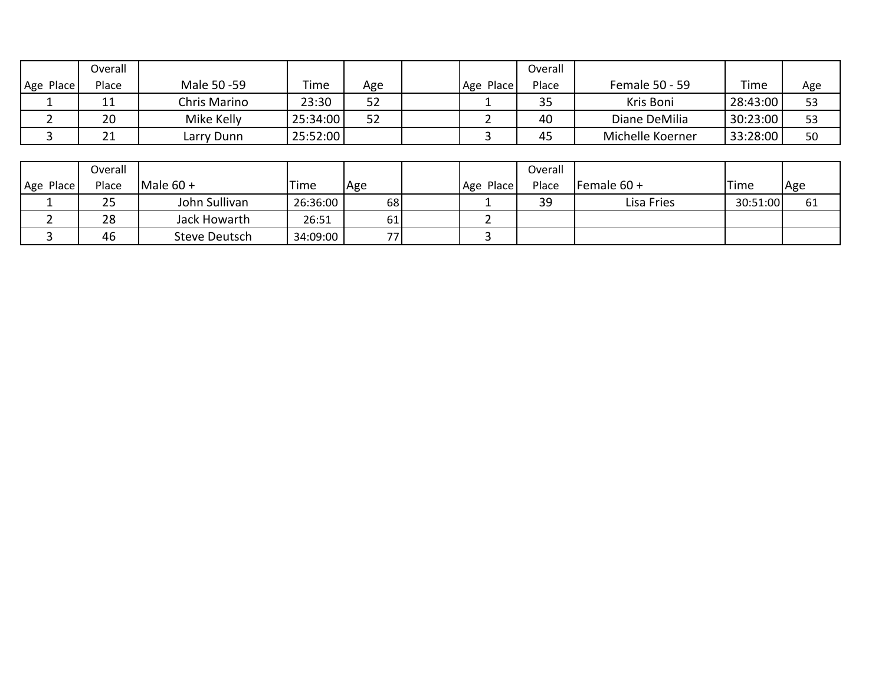| Age Place | Overall Place | Male 50 -59 | Time | Age | | Age Place | Overall Place | Female 50 - 59 | Time | Age |
|---|---|---|---|---|---|---|---|---|---|---|
| 1 | 11 | Chris Marino | 23:30 | 52 | | 1 | 35 | Kris Boni | 28:43:00 | 53 |
| 2 | 20 | Mike Kelly | 25:34:00 | 52 | | 2 | 40 | Diane DeMilia | 30:23:00 | 53 |
| 3 | 21 | Larry Dunn | 25:52:00 | | | 3 | 45 | Michelle Koerner | 33:28:00 | 50 |

| Age Place | Overall Place | Male 60 + | Time | Age | | Age Place | Overall Place | Female 60 + | Time | Age |
|---|---|---|---|---|---|---|---|---|---|---|
| 1 | 25 | John Sullivan | 26:36:00 | 68 | | 1 | 39 | Lisa Fries | 30:51:00 | 61 |
| 2 | 28 | Jack Howarth | 26:51 | 61 | | 2 | | | | |
| 3 | 46 | Steve Deutsch | 34:09:00 | 77 | | 3 | | | | |